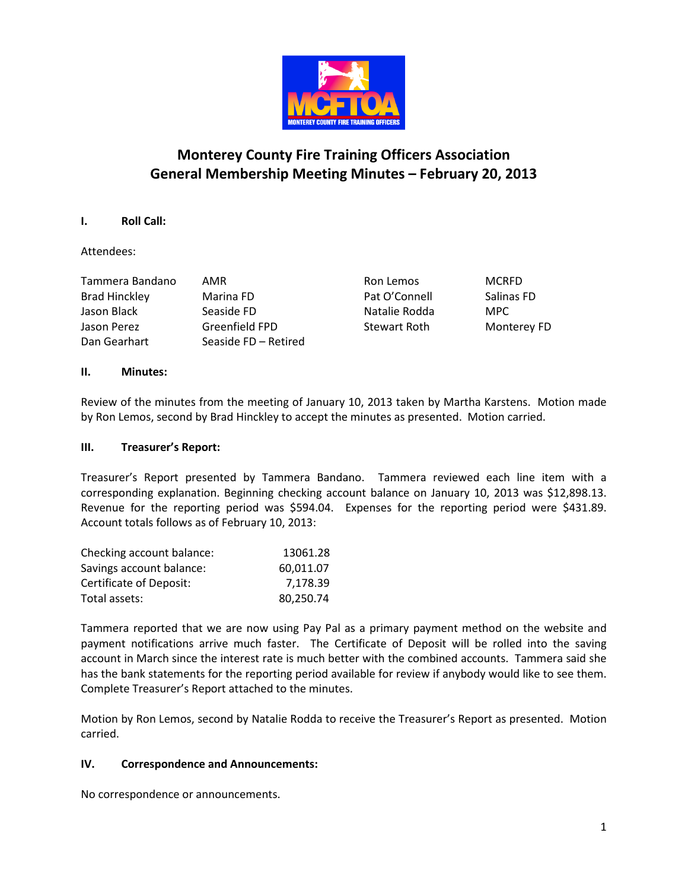# Monterey County Fire Training Officers Association
## General Membership Meeting Minutes – February 20, 2013

### I. Roll Call:

Attendees:

| | | | |
|---|---|---|---|
| Tammera Bandano | AMR | Ron Lemos | MCRFD |
| Brad Hinckley | Marina FD | Pat O'Connell | Salinas FD |
| Jason Black | Seaside FD | Natalie Rodda | MPC |
| Jason Perez | Greenfield FPD | Stewart Roth | Monterey FD |
| Dan Gearhart | Seaside FD – Retired | | |

### II. Minutes:

Review of the minutes from the meeting of January 10, 2013 taken by Martha Karstens. Motion made by Ron Lemos, second by Brad Hinckley to accept the minutes as presented. Motion carried.

### III. Treasurer's Report:

Treasurer's Report presented by Tammera Bandano. Tammera reviewed each line item with a corresponding explanation. Beginning checking account balance on January 10, 2013 was $12,898.13. Revenue for the reporting period was $594.04. Expenses for the reporting period were $431.89. Account totals follows as of February 10, 2013:

| | |
|---|---|
| Checking account balance: | 13061.28 |
| Savings account balance: | 60,011.07 |
| Certificate of Deposit: | 7,178.39 |
| Total assets: | 80,250.74 |

Tammera reported that we are now using Pay Pal as a primary payment method on the website and payment notifications arrive much faster. The Certificate of Deposit will be rolled into the saving account in March since the interest rate is much better with the combined accounts. Tammera said she has the bank statements for the reporting period available for review if anybody would like to see them. Complete Treasurer's Report attached to the minutes.

Motion by Ron Lemos, second by Natalie Rodda to receive the Treasurer's Report as presented. Motion carried.

### IV. Correspondence and Announcements:

No correspondence or announcements.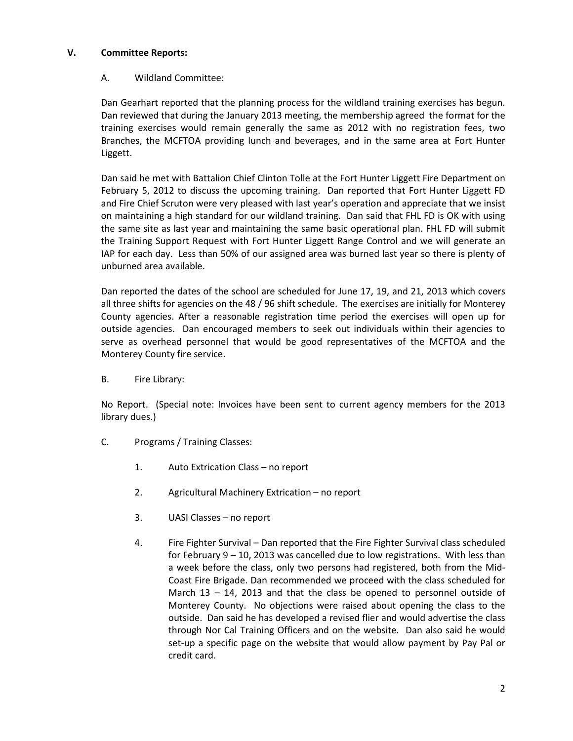## V. Committee Reports:

### A. Wildland Committee:

Dan Gearhart reported that the planning process for the wildland training exercises has begun. Dan reviewed that during the January 2013 meeting, the membership agreed the format for the training exercises would remain generally the same as 2012 with no registration fees, two Branches, the MCFTOA providing lunch and beverages, and in the same area at Fort Hunter Liggett.

Dan said he met with Battalion Chief Clinton Tolle at the Fort Hunter Liggett Fire Department on February 5, 2012 to discuss the upcoming training. Dan reported that Fort Hunter Liggett FD and Fire Chief Scruton were very pleased with last year's operation and appreciate that we insist on maintaining a high standard for our wildland training. Dan said that FHL FD is OK with using the same site as last year and maintaining the same basic operational plan. FHL FD will submit the Training Support Request with Fort Hunter Liggett Range Control and we will generate an IAP for each day. Less than 50% of our assigned area was burned last year so there is plenty of unburned area available.

Dan reported the dates of the school are scheduled for June 17, 19, and 21, 2013 which covers all three shifts for agencies on the 48 / 96 shift schedule. The exercises are initially for Monterey County agencies. After a reasonable registration time period the exercises will open up for outside agencies. Dan encouraged members to seek out individuals within their agencies to serve as overhead personnel that would be good representatives of the MCFTOA and the Monterey County fire service.

### B. Fire Library:

No Report. (Special note: Invoices have been sent to current agency members for the 2013 library dues.)

### C. Programs / Training Classes:

1. Auto Extrication Class – no report
2. Agricultural Machinery Extrication – no report
3. UASI Classes – no report
4. Fire Fighter Survival – Dan reported that the Fire Fighter Survival class scheduled for February 9 – 10, 2013 was cancelled due to low registrations. With less than a week before the class, only two persons had registered, both from the Mid-Coast Fire Brigade. Dan recommended we proceed with the class scheduled for March 13 – 14, 2013 and that the class be opened to personnel outside of Monterey County. No objections were raised about opening the class to the outside. Dan said he has developed a revised flier and would advertise the class through Nor Cal Training Officers and on the website. Dan also said he would set-up a specific page on the website that would allow payment by Pay Pal or credit card.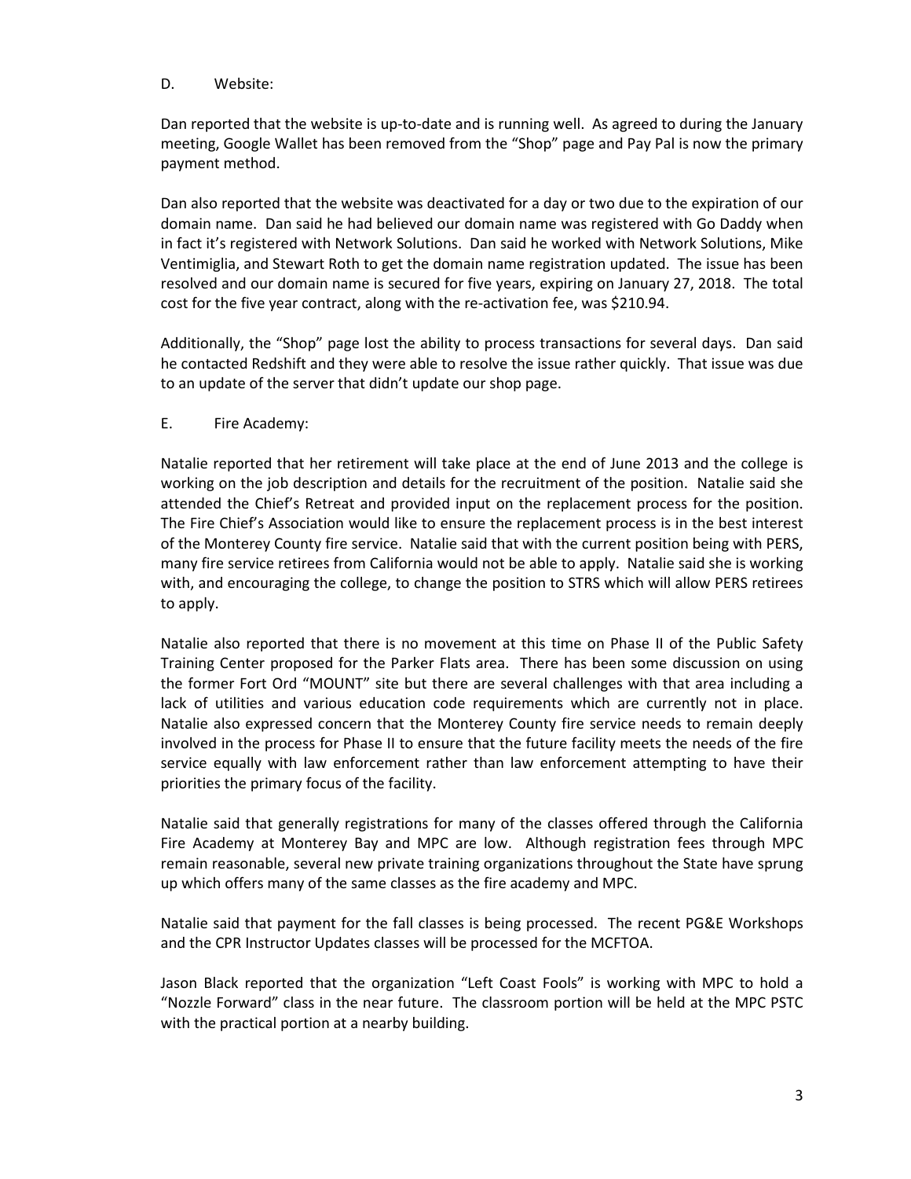D. Website:

Dan reported that the website is up-to-date and is running well. As agreed to during the January meeting, Google Wallet has been removed from the "Shop" page and Pay Pal is now the primary payment method.

Dan also reported that the website was deactivated for a day or two due to the expiration of our domain name. Dan said he had believed our domain name was registered with Go Daddy when in fact it's registered with Network Solutions. Dan said he worked with Network Solutions, Mike Ventimiglia, and Stewart Roth to get the domain name registration updated. The issue has been resolved and our domain name is secured for five years, expiring on January 27, 2018. The total cost for the five year contract, along with the re-activation fee, was $210.94.

Additionally, the "Shop" page lost the ability to process transactions for several days. Dan said he contacted Redshift and they were able to resolve the issue rather quickly. That issue was due to an update of the server that didn't update our shop page.

E. Fire Academy:

Natalie reported that her retirement will take place at the end of June 2013 and the college is working on the job description and details for the recruitment of the position. Natalie said she attended the Chief's Retreat and provided input on the replacement process for the position. The Fire Chief's Association would like to ensure the replacement process is in the best interest of the Monterey County fire service. Natalie said that with the current position being with PERS, many fire service retirees from California would not be able to apply. Natalie said she is working with, and encouraging the college, to change the position to STRS which will allow PERS retirees to apply.

Natalie also reported that there is no movement at this time on Phase II of the Public Safety Training Center proposed for the Parker Flats area. There has been some discussion on using the former Fort Ord "MOUNT" site but there are several challenges with that area including a lack of utilities and various education code requirements which are currently not in place. Natalie also expressed concern that the Monterey County fire service needs to remain deeply involved in the process for Phase II to ensure that the future facility meets the needs of the fire service equally with law enforcement rather than law enforcement attempting to have their priorities the primary focus of the facility.

Natalie said that generally registrations for many of the classes offered through the California Fire Academy at Monterey Bay and MPC are low. Although registration fees through MPC remain reasonable, several new private training organizations throughout the State have sprung up which offers many of the same classes as the fire academy and MPC.

Natalie said that payment for the fall classes is being processed. The recent PG&E Workshops and the CPR Instructor Updates classes will be processed for the MCFTOA.

Jason Black reported that the organization "Left Coast Fools" is working with MPC to hold a "Nozzle Forward" class in the near future. The classroom portion will be held at the MPC PSTC with the practical portion at a nearby building.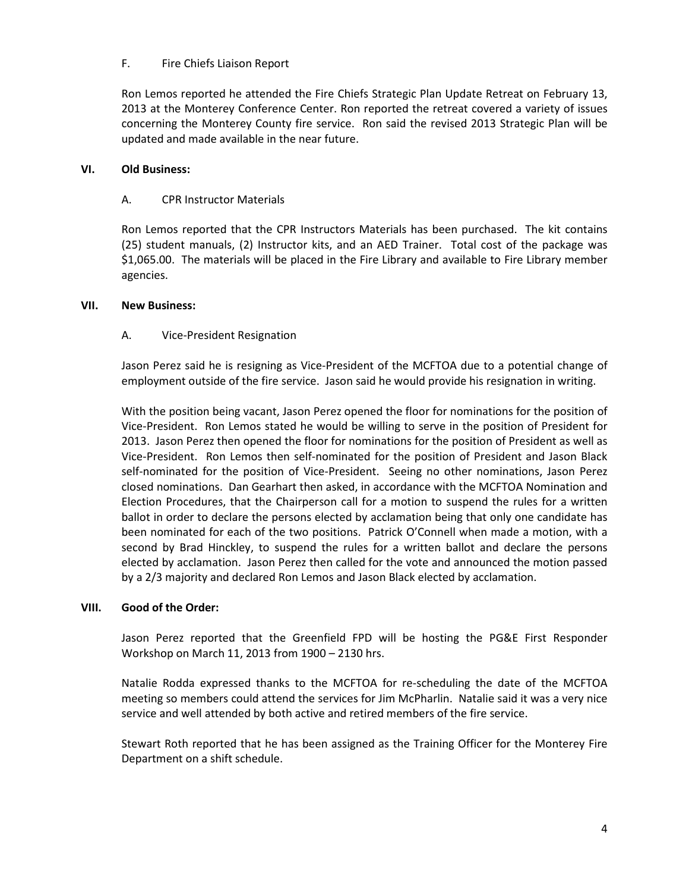F. Fire Chiefs Liaison Report

Ron Lemos reported he attended the Fire Chiefs Strategic Plan Update Retreat on February 13, 2013 at the Monterey Conference Center. Ron reported the retreat covered a variety of issues concerning the Monterey County fire service. Ron said the revised 2013 Strategic Plan will be updated and made available in the near future.

## VI. Old Business:

A. CPR Instructor Materials

Ron Lemos reported that the CPR Instructors Materials has been purchased. The kit contains (25) student manuals, (2) Instructor kits, and an AED Trainer. Total cost of the package was $1,065.00. The materials will be placed in the Fire Library and available to Fire Library member agencies.

## VII. New Business:

A. Vice-President Resignation

Jason Perez said he is resigning as Vice-President of the MCFTOA due to a potential change of employment outside of the fire service. Jason said he would provide his resignation in writing.

With the position being vacant, Jason Perez opened the floor for nominations for the position of Vice-President. Ron Lemos stated he would be willing to serve in the position of President for 2013. Jason Perez then opened the floor for nominations for the position of President as well as Vice-President. Ron Lemos then self-nominated for the position of President and Jason Black self-nominated for the position of Vice-President. Seeing no other nominations, Jason Perez closed nominations. Dan Gearhart then asked, in accordance with the MCFTOA Nomination and Election Procedures, that the Chairperson call for a motion to suspend the rules for a written ballot in order to declare the persons elected by acclamation being that only one candidate has been nominated for each of the two positions. Patrick O'Connell when made a motion, with a second by Brad Hinckley, to suspend the rules for a written ballot and declare the persons elected by acclamation. Jason Perez then called for the vote and announced the motion passed by a 2/3 majority and declared Ron Lemos and Jason Black elected by acclamation.

## VIII. Good of the Order:

Jason Perez reported that the Greenfield FPD will be hosting the PG&E First Responder Workshop on March 11, 2013 from 1900 – 2130 hrs.

Natalie Rodda expressed thanks to the MCFTOA for re-scheduling the date of the MCFTOA meeting so members could attend the services for Jim McPharlin. Natalie said it was a very nice service and well attended by both active and retired members of the fire service.

Stewart Roth reported that he has been assigned as the Training Officer for the Monterey Fire Department on a shift schedule.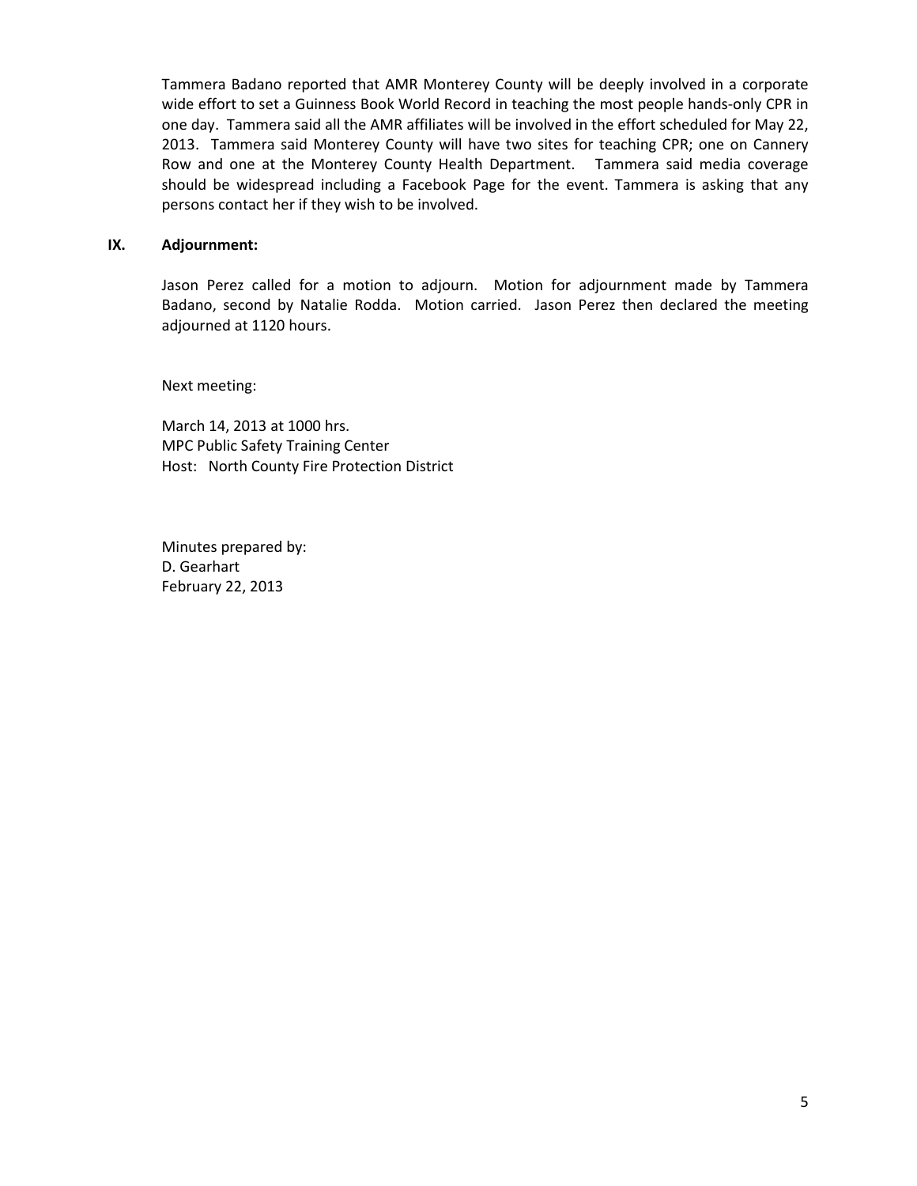Tammera Badano reported that AMR Monterey County will be deeply involved in a corporate wide effort to set a Guinness Book World Record in teaching the most people hands-only CPR in one day. Tammera said all the AMR affiliates will be involved in the effort scheduled for May 22, 2013. Tammera said Monterey County will have two sites for teaching CPR; one on Cannery Row and one at the Monterey County Health Department. Tammera said media coverage should be widespread including a Facebook Page for the event. Tammera is asking that any persons contact her if they wish to be involved.

## IX. Adjournment:

Jason Perez called for a motion to adjourn. Motion for adjournment made by Tammera Badano, second by Natalie Rodda. Motion carried. Jason Perez then declared the meeting adjourned at 1120 hours.

Next meeting:

March 14, 2013 at 1000 hrs.
MPC Public Safety Training Center
Host: North County Fire Protection District

Minutes prepared by:
D. Gearhart
February 22, 2013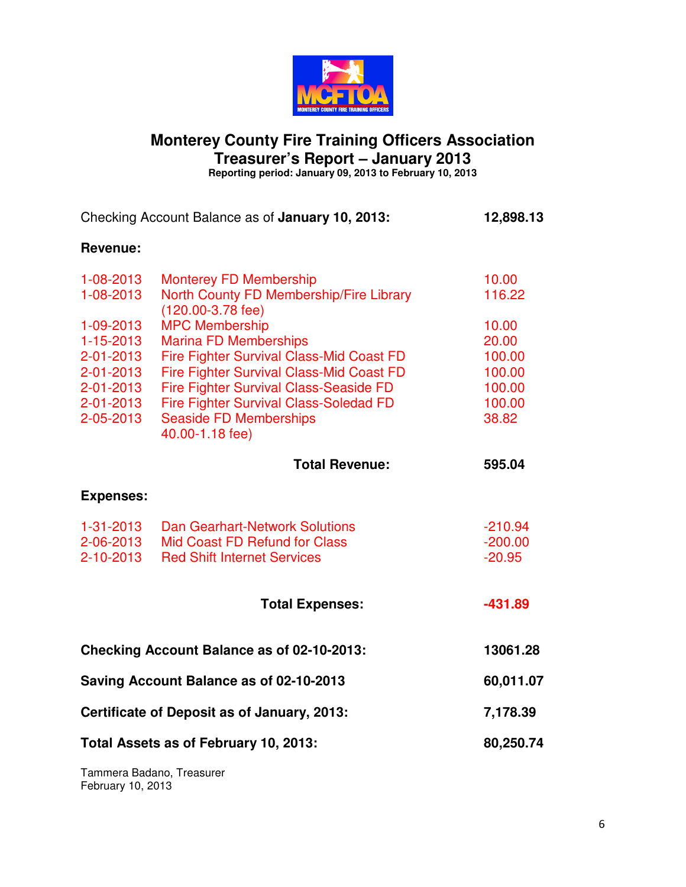# Monterey County Fire Training Officers Association
## Treasurer's Report – January 2013
**Reporting period: January 09, 2013 to February 10, 2013**

| | | |
|---|---|---|
| Checking Account Balance as of **January 10, 2013:** | | **12,898.13** |
| **Revenue:** | | |
| 1-08-2013 | Monterey FD Membership | 10.00 |
| 1-08-2013 | North County FD Membership/Fire Library (120.00-3.78 fee) | 116.22 |
| 1-09-2013 | MPC Membership | 10.00 |
| 1-15-2013 | Marina FD Memberships | 20.00 |
| 2-01-2013 | Fire Fighter Survival Class-Mid Coast FD | 100.00 |
| 2-01-2013 | Fire Fighter Survival Class-Mid Coast FD | 100.00 |
| 2-01-2013 | Fire Fighter Survival Class-Seaside FD | 100.00 |
| 2-01-2013 | Fire Fighter Survival Class-Soledad FD | 100.00 |
| 2-05-2013 | Seaside FD Memberships 40.00-1.18 fee) | 38.82 |
| | **Total Revenue:** | **595.04** |
| **Expenses:** | | |
| 1-31-2013 | Dan Gearhart-Network Solutions | -210.94 |
| 2-06-2013 | Mid Coast FD Refund for Class | -200.00 |
| 2-10-2013 | Red Shift Internet Services | -20.95 |
| | **Total Expenses:** | **-431.89** |
| **Checking Account Balance as of 02-10-2013:** | | **13061.28** |
| **Saving Account Balance as of 02-10-2013** | | **60,011.07** |
| **Certificate of Deposit as of January, 2013:** | | **7,178.39** |
| **Total Assets as of February 10, 2013:** | | **80,250.74** |

Tammera Badano, Treasurer
February 10, 2013